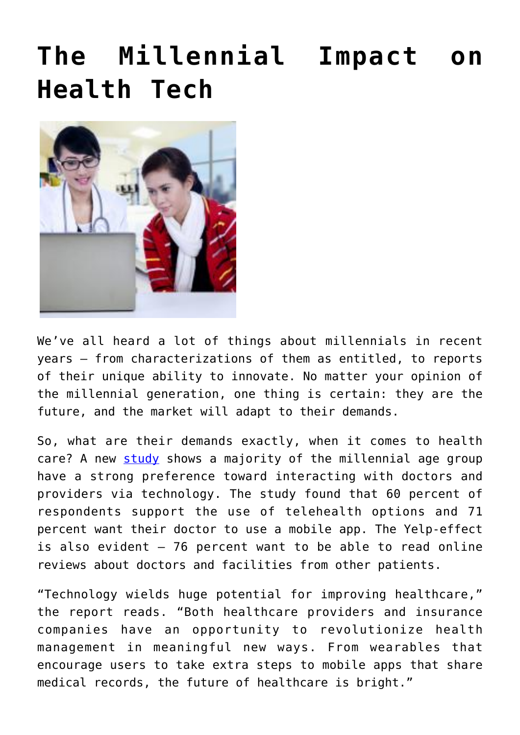# The Millennial Impact on Health Tech

We've all heard a lot of things about millennials in recent years – from characterizations of them as entitled, to reports of their unique ability to innovate. No matter your opinion of the millennial generation, one thing is certain: they are the future, and the market will adapt to their demands.

So, what are their demands exactly, when it comes to health care? A new [study](study) shows a majority of the millennial age group have a strong preference toward interacting with doctors and providers via technology. The study found that 60 percent of respondents support the use of telehealth options and 71 percent want their doctor to use a mobile app. The Yelp-effect is also evident – 76 percent want to be able to read online reviews about doctors and facilities from other patients.

"Technology wields huge potential for improving healthcare," the report reads. "Both healthcare providers and insurance companies have an opportunity to revolutionize health management in meaningful new ways. From wearables that encourage users to take extra steps to mobile apps that share medical records, the future of healthcare is bright."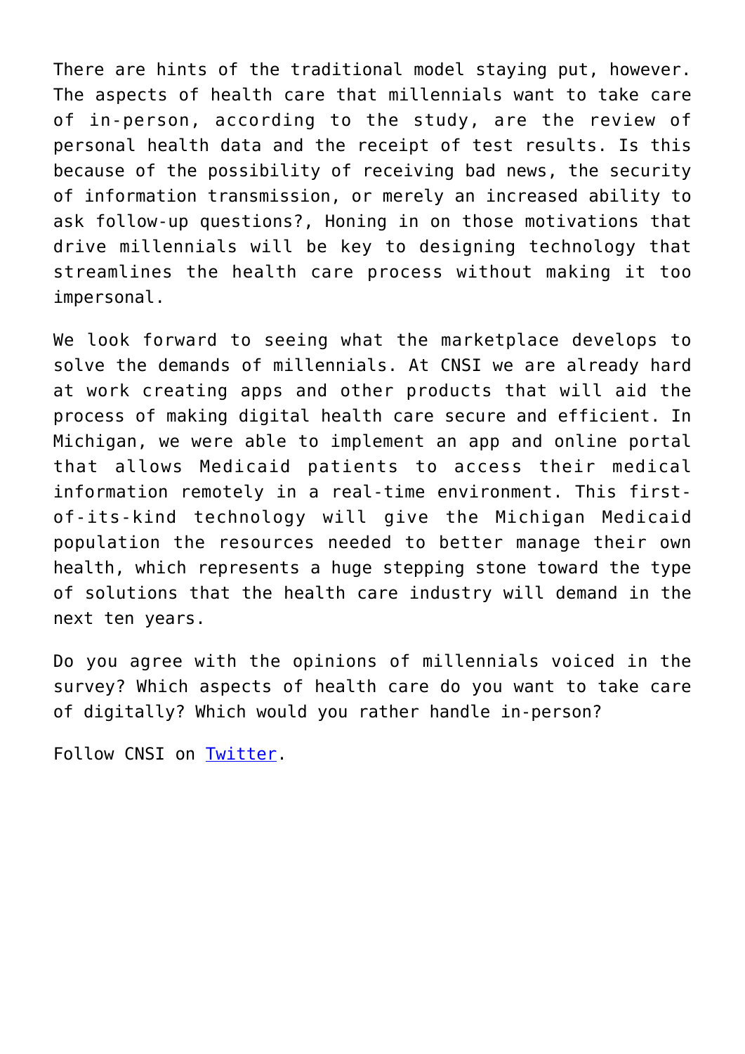There are hints of the traditional model staying put, however. The aspects of health care that millennials want to take care of in-person, according to the study, are the review of personal health data and the receipt of test results. Is this because of the possibility of receiving bad news, the security of information transmission, or merely an increased ability to ask follow-up questions?, Honing in on those motivations that drive millennials will be key to designing technology that streamlines the health care process without making it too impersonal.

We look forward to seeing what the marketplace develops to solve the demands of millennials. At CNSI we are already hard at work creating apps and other products that will aid the process of making digital health care secure and efficient. In Michigan, we were able to implement an app and online portal that allows Medicaid patients to access their medical information remotely in a real-time environment. This first-of-its-kind technology will give the Michigan Medicaid population the resources needed to better manage their own health, which represents a huge stepping stone toward the type of solutions that the health care industry will demand in the next ten years.

Do you agree with the opinions of millennials voiced in the survey? Which aspects of health care do you want to take care of digitally? Which would you rather handle in-person?

Follow CNSI on [Twitter](Twitter).